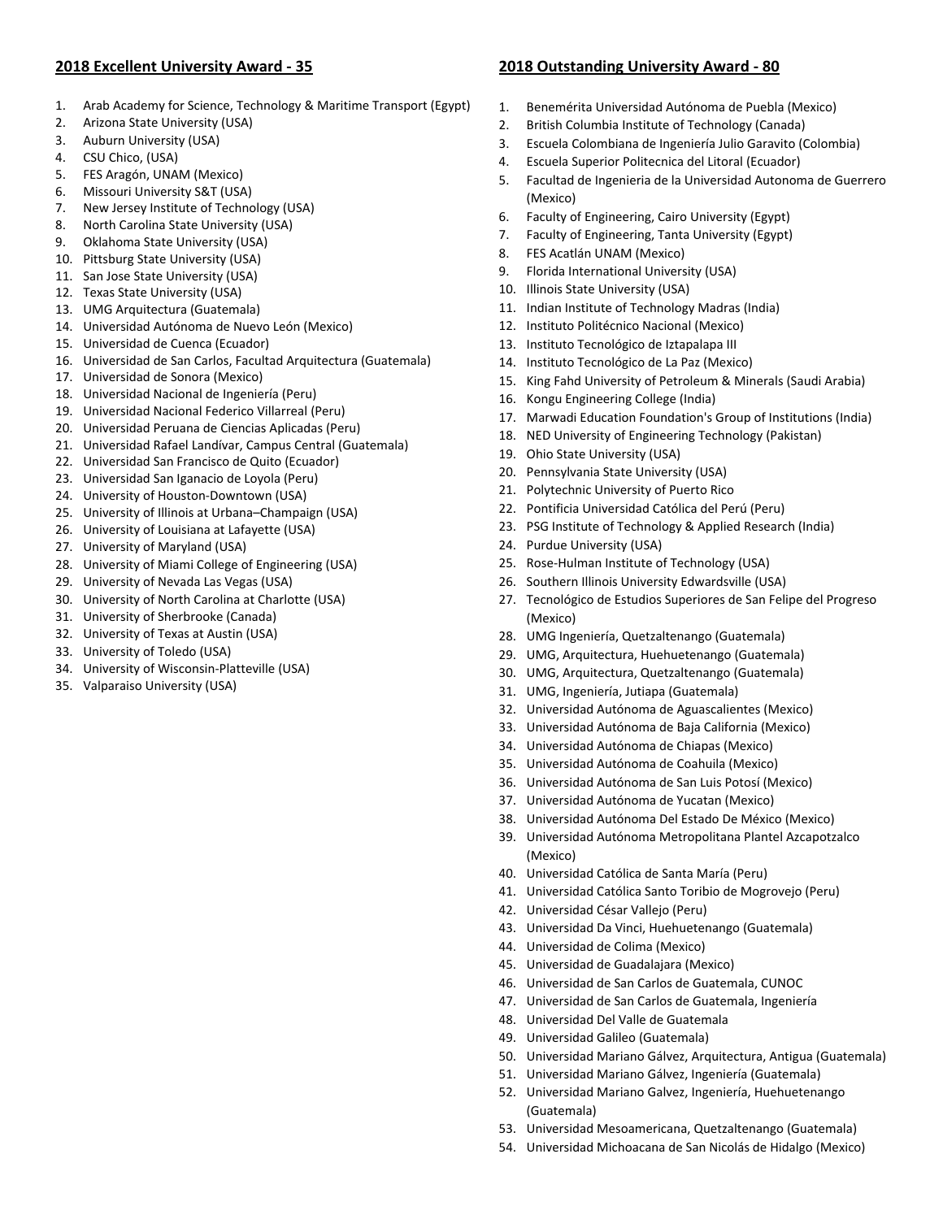## 2018 Excellent University Award - 35

1. Arab Academy for Science, Technology & Maritime Transport (Egypt)
2. Arizona State University (USA)
3. Auburn University (USA)
4. CSU Chico, (USA)
5. FES Aragón, UNAM (Mexico)
6. Missouri University S&T (USA)
7. New Jersey Institute of Technology (USA)
8. North Carolina State University (USA)
9. Oklahoma State University (USA)
10. Pittsburg State University (USA)
11. San Jose State University (USA)
12. Texas State University (USA)
13. UMG Arquitectura (Guatemala)
14. Universidad Autónoma de Nuevo León (Mexico)
15. Universidad de Cuenca (Ecuador)
16. Universidad de San Carlos, Facultad Arquitectura (Guatemala)
17. Universidad de Sonora (Mexico)
18. Universidad Nacional de Ingeniería (Peru)
19. Universidad Nacional Federico Villarreal (Peru)
20. Universidad Peruana de Ciencias Aplicadas (Peru)
21. Universidad Rafael Landívar, Campus Central (Guatemala)
22. Universidad San Francisco de Quito (Ecuador)
23. Universidad San Iganacio de Loyola (Peru)
24. University of Houston-Downtown (USA)
25. University of Illinois at Urbana–Champaign (USA)
26. University of Louisiana at Lafayette (USA)
27. University of Maryland (USA)
28. University of Miami College of Engineering (USA)
29. University of Nevada Las Vegas (USA)
30. University of North Carolina at Charlotte (USA)
31. University of Sherbrooke (Canada)
32. University of Texas at Austin (USA)
33. University of Toledo (USA)
34. University of Wisconsin-Platteville (USA)
35. Valparaiso University (USA)

## 2018 Outstanding University Award - 80

1. Benemérita Universidad Autónoma de Puebla (Mexico)
2. British Columbia Institute of Technology (Canada)
3. Escuela Colombiana de Ingeniería Julio Garavito (Colombia)
4. Escuela Superior Politecnica del Litoral (Ecuador)
5. Facultad de Ingenieria de la Universidad Autonoma de Guerrero (Mexico)
6. Faculty of Engineering, Cairo University (Egypt)
7. Faculty of Engineering, Tanta University (Egypt)
8. FES Acatlán UNAM (Mexico)
9. Florida International University (USA)
10. Illinois State University (USA)
11. Indian Institute of Technology Madras (India)
12. Instituto Politécnico Nacional (Mexico)
13. Instituto Tecnológico de Iztapalapa III
14. Instituto Tecnológico de La Paz (Mexico)
15. King Fahd University of Petroleum & Minerals (Saudi Arabia)
16. Kongu Engineering College (India)
17. Marwadi Education Foundation's Group of Institutions (India)
18. NED University of Engineering Technology (Pakistan)
19. Ohio State University (USA)
20. Pennsylvania State University (USA)
21. Polytechnic University of Puerto Rico
22. Pontificia Universidad Católica del Perú (Peru)
23. PSG Institute of Technology & Applied Research (India)
24. Purdue University (USA)
25. Rose-Hulman Institute of Technology (USA)
26. Southern Illinois University Edwardsville (USA)
27. Tecnológico de Estudios Superiores de San Felipe del Progreso (Mexico)
28. UMG Ingeniería, Quetzaltenango (Guatemala)
29. UMG, Arquitectura, Huehuetenango (Guatemala)
30. UMG, Arquitectura, Quetzaltenango (Guatemala)
31. UMG, Ingeniería, Jutiapa (Guatemala)
32. Universidad Autónoma de Aguascalientes (Mexico)
33. Universidad Autónoma de Baja California (Mexico)
34. Universidad Autónoma de Chiapas (Mexico)
35. Universidad Autónoma de Coahuila (Mexico)
36. Universidad Autónoma de San Luis Potosí (Mexico)
37. Universidad Autónoma de Yucatan (Mexico)
38. Universidad Autónoma Del Estado De México (Mexico)
39. Universidad Autónoma Metropolitana Plantel Azcapotzalco (Mexico)
40. Universidad Católica de Santa María (Peru)
41. Universidad Católica Santo Toribio de Mogrovejo (Peru)
42. Universidad César Vallejo (Peru)
43. Universidad Da Vinci, Huehuetenango (Guatemala)
44. Universidad de Colima (Mexico)
45. Universidad de Guadalajara (Mexico)
46. Universidad de San Carlos de Guatemala, CUNOC
47. Universidad de San Carlos de Guatemala, Ingeniería
48. Universidad Del Valle de Guatemala
49. Universidad Galileo (Guatemala)
50. Universidad Mariano Gálvez, Arquitectura, Antigua (Guatemala)
51. Universidad Mariano Gálvez, Ingeniería (Guatemala)
52. Universidad Mariano Galvez, Ingeniería, Huehuetenango (Guatemala)
53. Universidad Mesoamericana, Quetzaltenango (Guatemala)
54. Universidad Michoacana de San Nicolás de Hidalgo (Mexico)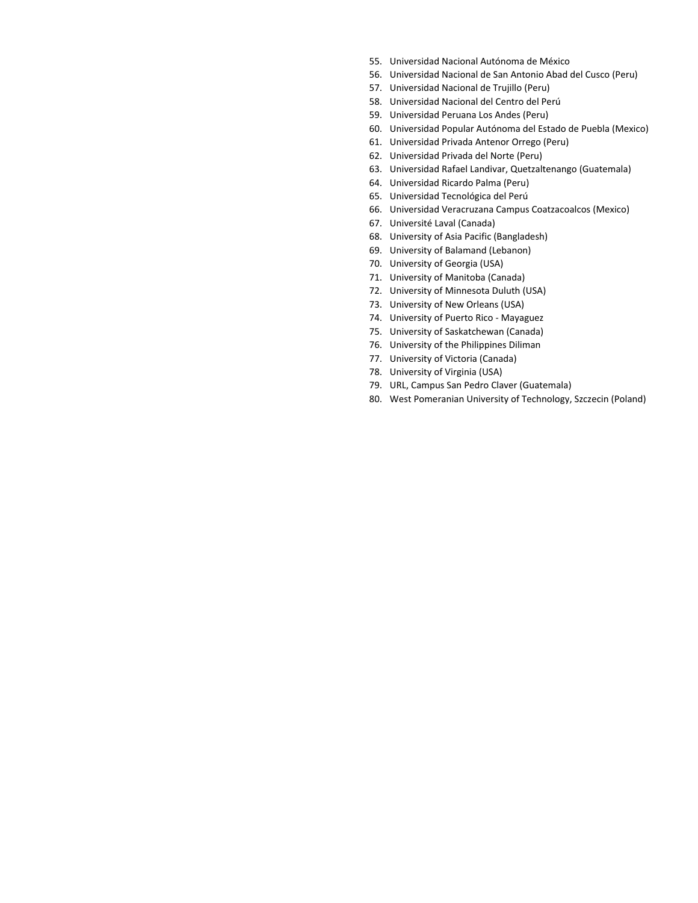55. Universidad Nacional Autónoma de México
56. Universidad Nacional de San Antonio Abad del Cusco (Peru)
57. Universidad Nacional de Trujillo (Peru)
58. Universidad Nacional del Centro del Perú
59. Universidad Peruana Los Andes (Peru)
60. Universidad Popular Autónoma del Estado de Puebla (Mexico)
61. Universidad Privada Antenor Orrego (Peru)
62. Universidad Privada del Norte (Peru)
63. Universidad Rafael Landivar, Quetzaltenango (Guatemala)
64. Universidad Ricardo Palma (Peru)
65. Universidad Tecnológica del Perú
66. Universidad Veracruzana Campus Coatzacoalcos (Mexico)
67. Université Laval (Canada)
68. University of Asia Pacific (Bangladesh)
69. University of Balamand (Lebanon)
70. University of Georgia (USA)
71. University of Manitoba (Canada)
72. University of Minnesota Duluth (USA)
73. University of New Orleans (USA)
74. University of Puerto Rico - Mayaguez
75. University of Saskatchewan (Canada)
76. University of the Philippines Diliman
77. University of Victoria (Canada)
78. University of Virginia (USA)
79. URL, Campus San Pedro Claver (Guatemala)
80. West Pomeranian University of Technology, Szczecin (Poland)